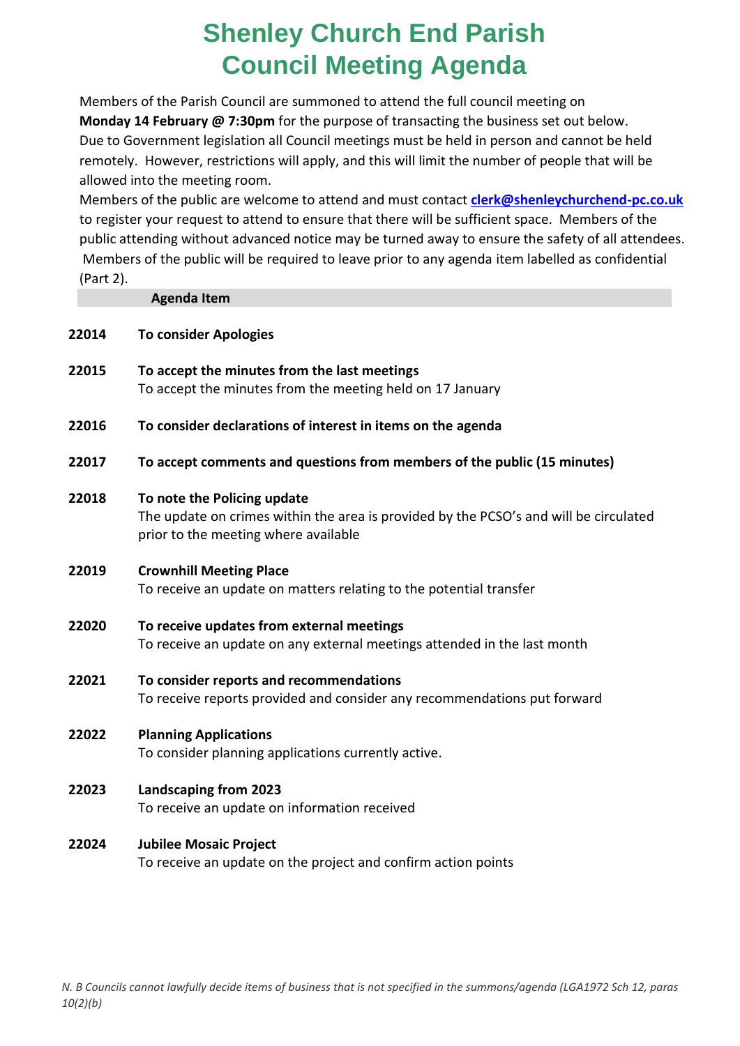# Shenley Church End Parish Council Meeting Agenda

Members of the Parish Council are summoned to attend the full council meeting on **Monday 14 February @ 7:30pm** for the purpose of transacting the business set out below. Due to Government legislation all Council meetings must be held in person and cannot be held remotely. However, restrictions will apply, and this will limit the number of people that will be allowed into the meeting room.

Members of the public are welcome to attend and must contact **clerk@shenleychurchend-pc.co.uk** to register your request to attend to ensure that there will be sufficient space. Members of the public attending without advanced notice may be turned away to ensure the safety of all attendees. Members of the public will be required to leave prior to any agenda item labelled as confidential (Part 2).

| | Agenda Item |
|---|---|
| **22014** | **To consider Apologies** |
| **22015** | **To accept the minutes from the last meetings**<br>To accept the minutes from the meeting held on 17 January |
| **22016** | **To consider declarations of interest in items on the agenda** |
| **22017** | **To accept comments and questions from members of the public (15 minutes)** |
| **22018** | **To note the Policing update**<br>The update on crimes within the area is provided by the PCSO's and will be circulated prior to the meeting where available |
| **22019** | **Crownhill Meeting Place**<br>To receive an update on matters relating to the potential transfer |
| **22020** | **To receive updates from external meetings**<br>To receive an update on any external meetings attended in the last month |
| **22021** | **To consider reports and recommendations**<br>To receive reports provided and consider any recommendations put forward |
| **22022** | **Planning Applications**<br>To consider planning applications currently active. |
| **22023** | **Landscaping from 2023**<br>To receive an update on information received |
| **22024** | **Jubilee Mosaic Project**<br>To receive an update on the project and confirm action points |

*N. B Councils cannot lawfully decide items of business that is not specified in the summons/agenda (LGA1972 Sch 12, paras 10(2)(b)*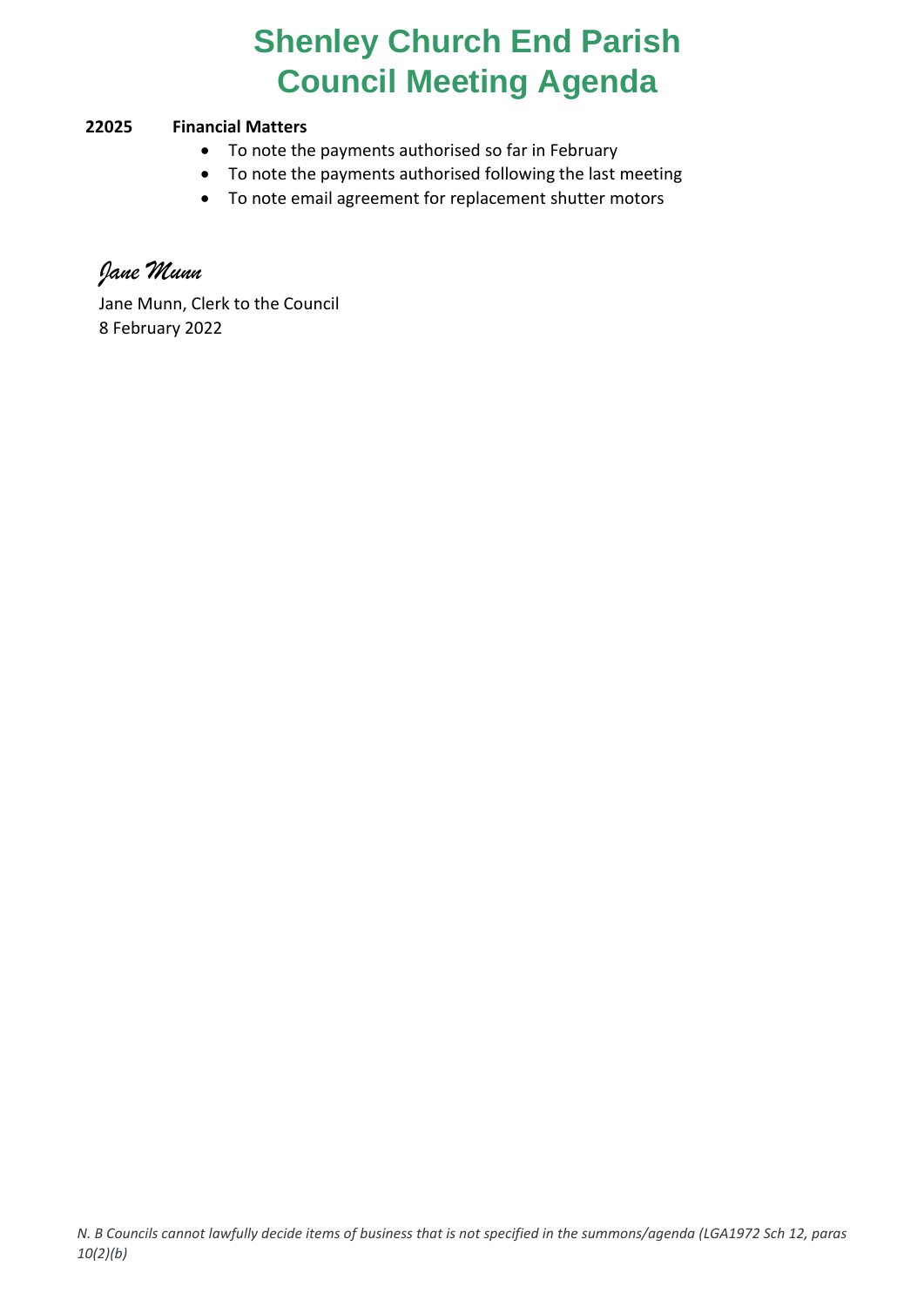# Shenley Church End Parish Council Meeting Agenda

**22025 Financial Matters**

- To note the payments authorised so far in February
- To note the payments authorised following the last meeting
- To note email agreement for replacement shutter motors

*Jane Munn*

Jane Munn, Clerk to the Council
8 February 2022

*N. B Councils cannot lawfully decide items of business that is not specified in the summons/agenda (LGA1972 Sch 12, paras 10(2)(b)*